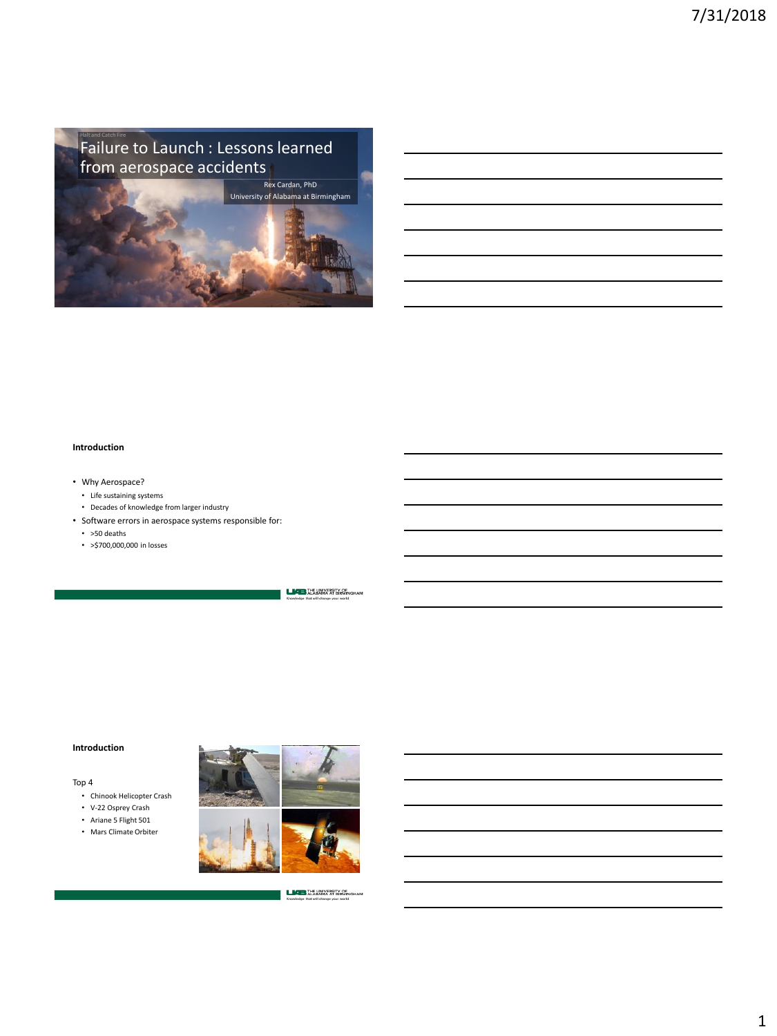# Failure to Launch : Lessons learned from aerospace accidents

Rex Cardan, PhD

University of Alabama at Birmingham

## Introduction

- Why Aerospace?
  - Life sustaining systems
  - Decades of knowledge from larger industry
- Software errors in aerospace systems responsible for:
  - >50 deaths
  - >$700,000,000 in losses

## Introduction

Top 4

- Chinook Helicopter Crash
- V-22 Osprey Crash
- Ariane 5 Flight 501
- Mars Climate Orbiter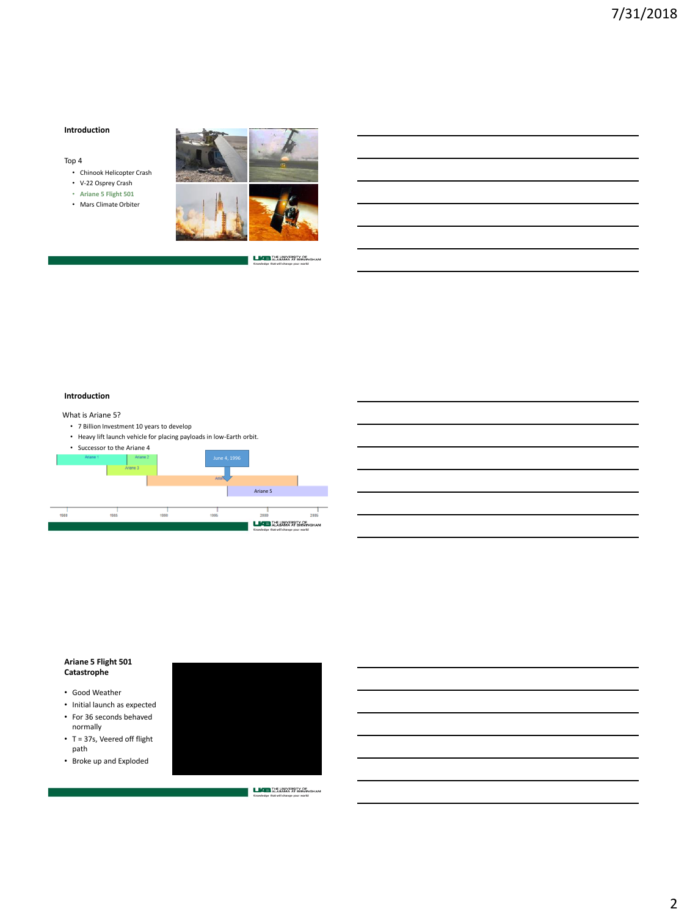## Introduction

Top 4

- Chinook Helicopter Crash
- V-22 Osprey Crash
- Ariane 5 Flight 501
- Mars Climate Orbiter

## Introduction

What is Ariane 5?

- 7 Billion Investment 10 years to develop
- Heavy lift launch vehicle for placing payloads in low-Earth orbit.
- Successor to the Ariane 4

Ariane 1 · Ariane 2 · Ariane 3 · Ariane 4 · Ariane 5

June 4, 1996

1980 · 1985 · 1990 · 1995 · 2000 · 2005

## Ariane 5 Flight 501 Catastrophe

- Good Weather
- Initial launch as expected
- For 36 seconds behaved normally
- T = 37s, Veered off flight path
- Broke up and Exploded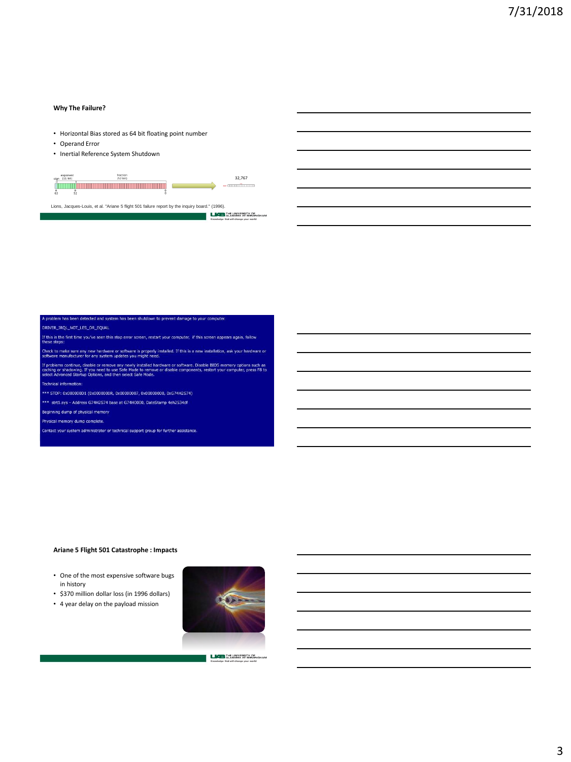### Why The Failure?

- Horizontal Bias stored as 64 bit floating point number
- Operand Error
- Inertial Reference System Shutdown

sign exponent (11 bit) fraction (52 bit)

63 52 0

32,767

Lions, Jacques-Louis, et al. "Ariane 5 flight 501 failure report by the inquiry board." (1996).

A problem has been detected and system has been shutdown to prevent damage to your computer.

DRIVER_IRQL_NOT_LES_OR_EQUAL

If this is the first time you've seen this stop error screen, restart your computer, if this screen appears again, follow these steps:

Check to make sure any new hardware or software is properly installed. If this is a new installation, ask your hardware or software manufacturer for any system updates you might need.

If problems continue, disable or remove any newly installed hardware or software. Disable BIOS memory options such as caching or shadowing. If you need to use Safe Mode to remove or disable components, restart your computer, press F8 to select Advanced Startup Options, and then select Safe Mode.

Technical information:

*** STOP: 0x000000D1 (0x0000000R, 0x00000007, 0x00000000, 0xG74H2S74)

*** strt1.sys - Address G74H2S74 base at G74H0000, DateStamp 4eh2534df

Beginning dump of physical memory

Physical memory dump complete.

Contact your system administrator or technical support group for further assistance.

### Ariane 5 Flight 501 Catastrophe : Impacts

- One of the most expensive software bugs in history
- $370 million dollar loss (in 1996 dollars)
- 4 year delay on the payload mission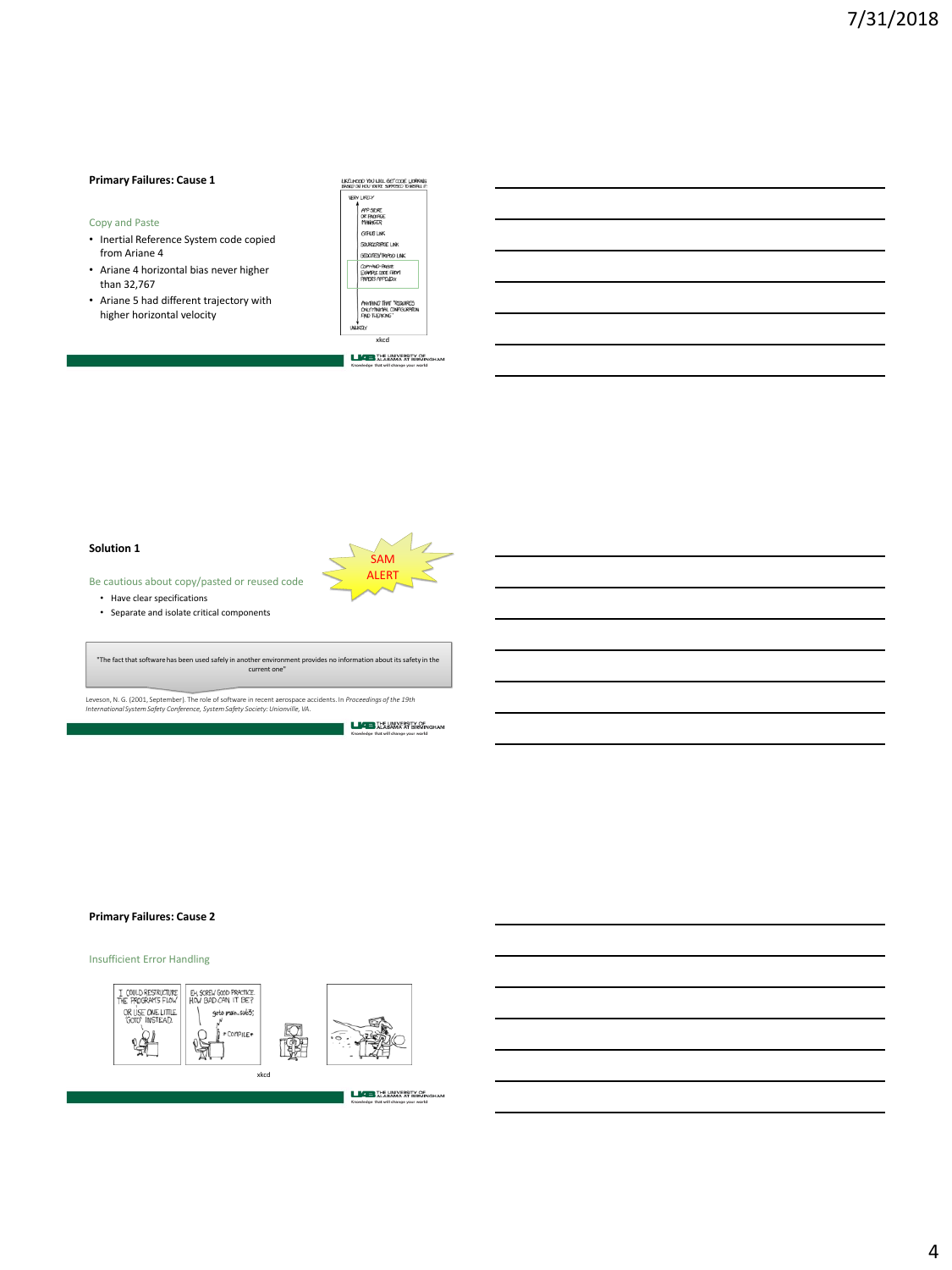## Primary Failures: Cause 1

Copy and Paste

- Inertial Reference System code copied from Ariane 4
- Ariane 4 horizontal bias never higher than 32,767
- Ariane 5 had different trajectory with higher horizontal velocity

xkcd

## Solution 1

SAM ALERT

Be cautious about copy/pasted or reused code

- Have clear specifications
- Separate and isolate critical components

"The fact that software has been used safely in another environment provides no information about its safety in the current one"

Leveson, N. G. (2001, September). The role of software in recent aerospace accidents. In *Proceedings of the 19th International System Safety Conference, System Safety Society: Unionville, VA.*

## Primary Failures: Cause 2

Insufficient Error Handling

xkcd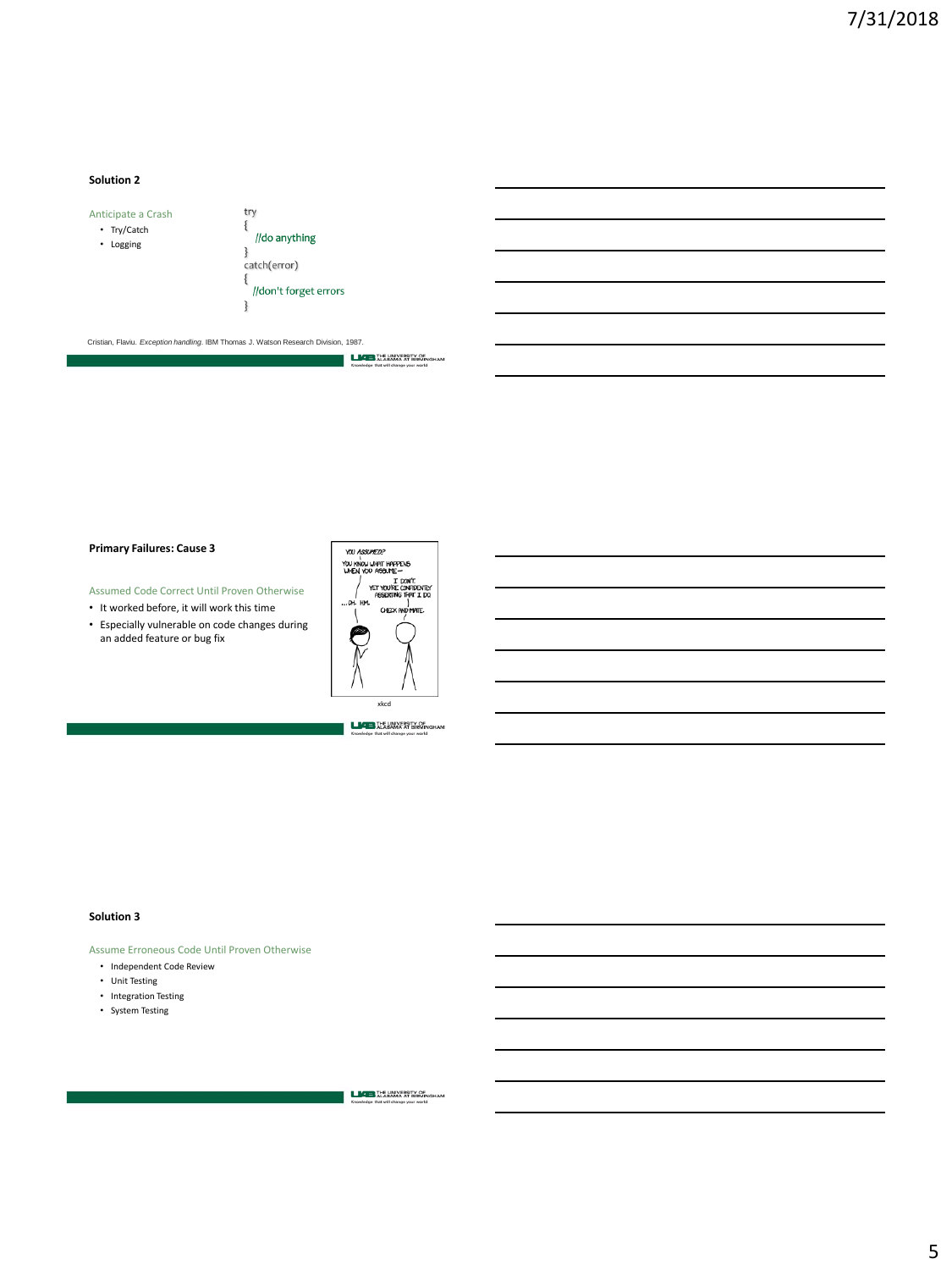## Solution 2

Anticipate a Crash

- Try/Catch
- Logging

```
try
{
   //do anything
}
catch(error)
{
   //don't forget errors
}
```

Cristian, Flaviu. *Exception handling*. IBM Thomas J. Watson Research Division, 1987.

## Primary Failures: Cause 3

Assumed Code Correct Until Proven Otherwise

- It worked before, it will work this time
- Especially vulnerable on code changes during an added feature or bug fix

xkcd

## Solution 3

Assume Erroneous Code Until Proven Otherwise

- Independent Code Review
- Unit Testing
- Integration Testing
- System Testing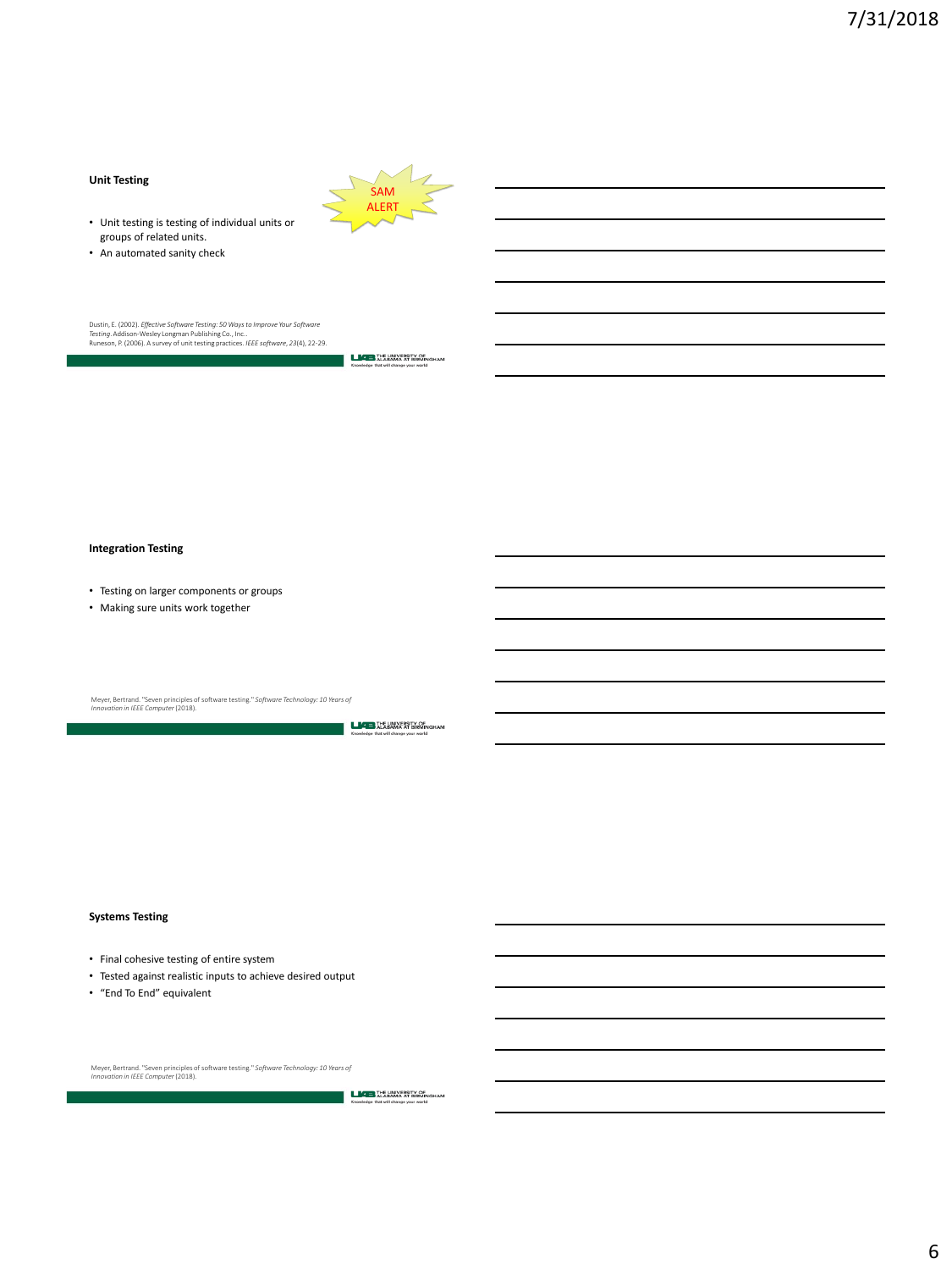## Unit Testing

SAM ALERT

- Unit testing is testing of individual units or groups of related units.
- An automated sanity check

Dustin, E. (2002). *Effective Software Testing: 50 Ways to Improve Your Software Testing*. Addison-Wesley Longman Publishing Co., Inc..
Runeson, P. (2006). A survey of unit testing practices. *IEEE software*, *23*(4), 22-29.

## Integration Testing

- Testing on larger components or groups
- Making sure units work together

Meyer, Bertrand. "Seven principles of software testing." *Software Technology: 10 Years of Innovation in IEEE Computer* (2018).

## Systems Testing

- Final cohesive testing of entire system
- Tested against realistic inputs to achieve desired output
- "End To End" equivalent

Meyer, Bertrand. "Seven principles of software testing." *Software Technology: 10 Years of Innovation in IEEE Computer* (2018).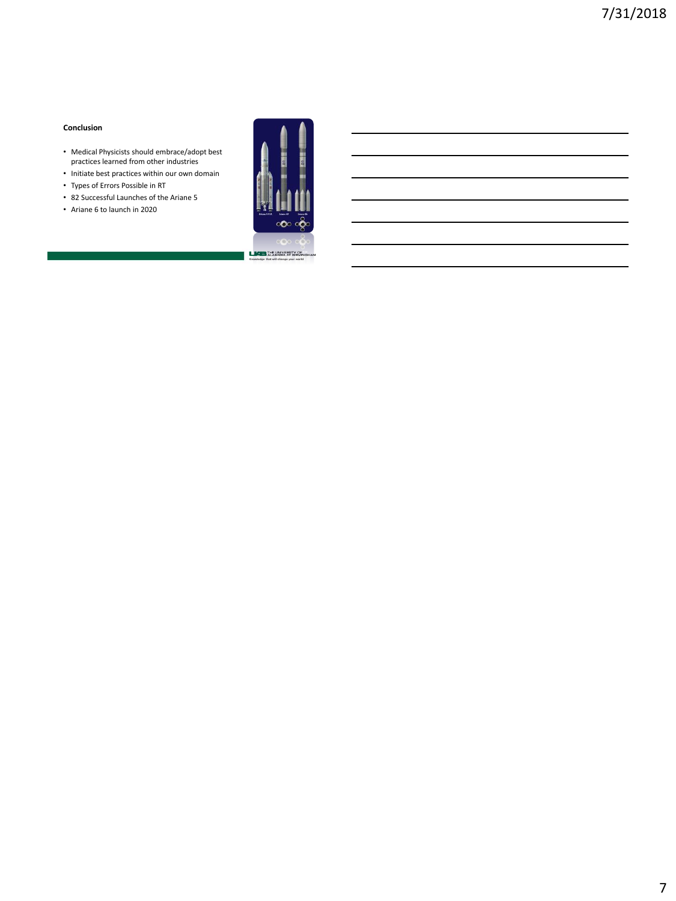### Conclusion

- Medical Physicists should embrace/adopt best practices learned from other industries
- Initiate best practices within our own domain
- Types of Errors Possible in RT
- 82 Successful Launches of the Ariane 5
- Ariane 6 to launch in 2020